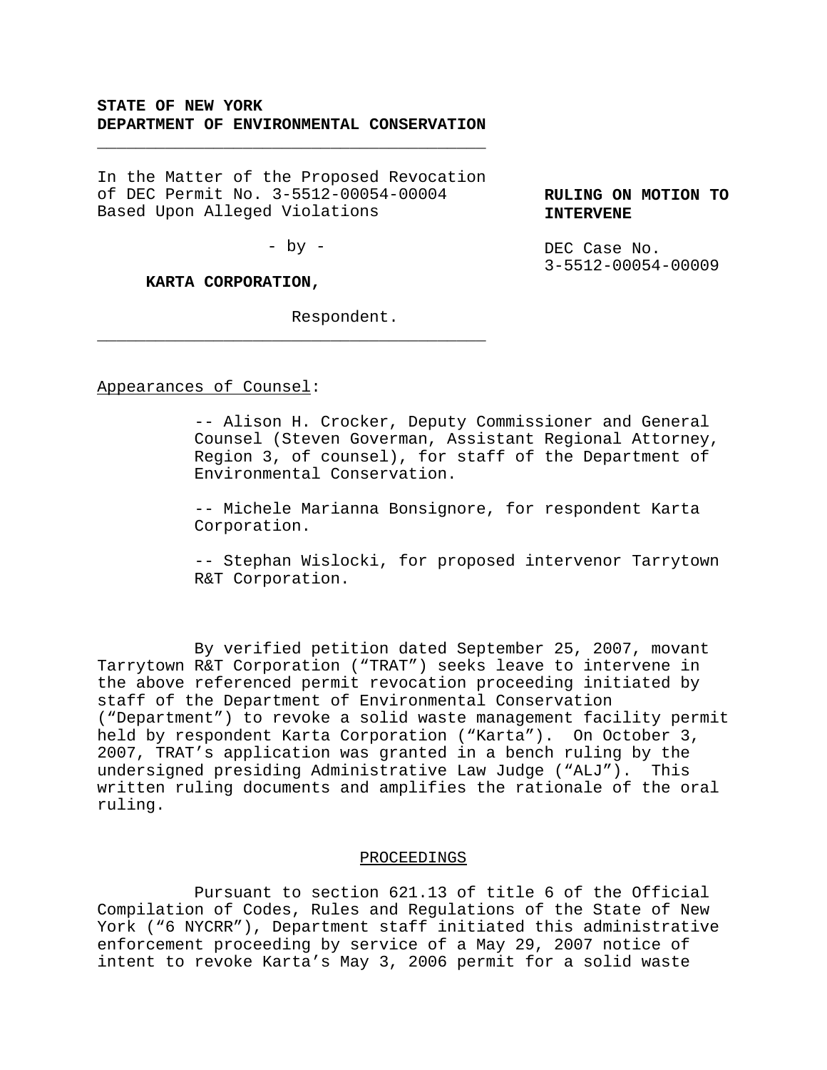**STATE OF NEW YORK**
**DEPARTMENT OF ENVIRONMENTAL CONSERVATION**

---

In the Matter of the Proposed Revocation of DEC Permit No. 3-5512-00054-00004 Based Upon Alleged Violations

- by -

**KARTA CORPORATION,**

Respondent.

---

**RULING ON MOTION TO INTERVENE**

DEC Case No. 3-5512-00054-00009

Appearances of Counsel:

-- Alison H. Crocker, Deputy Commissioner and General Counsel (Steven Goverman, Assistant Regional Attorney, Region 3, of counsel), for staff of the Department of Environmental Conservation.

-- Michele Marianna Bonsignore, for respondent Karta Corporation.

-- Stephan Wislocki, for proposed intervenor Tarrytown R&T Corporation.

By verified petition dated September 25, 2007, movant Tarrytown R&T Corporation ("TRAT") seeks leave to intervene in the above referenced permit revocation proceeding initiated by staff of the Department of Environmental Conservation ("Department") to revoke a solid waste management facility permit held by respondent Karta Corporation ("Karta"). On October 3, 2007, TRAT's application was granted in a bench ruling by the undersigned presiding Administrative Law Judge ("ALJ"). This written ruling documents and amplifies the rationale of the oral ruling.

## PROCEEDINGS

Pursuant to section 621.13 of title 6 of the Official Compilation of Codes, Rules and Regulations of the State of New York ("6 NYCRR"), Department staff initiated this administrative enforcement proceeding by service of a May 29, 2007 notice of intent to revoke Karta's May 3, 2006 permit for a solid waste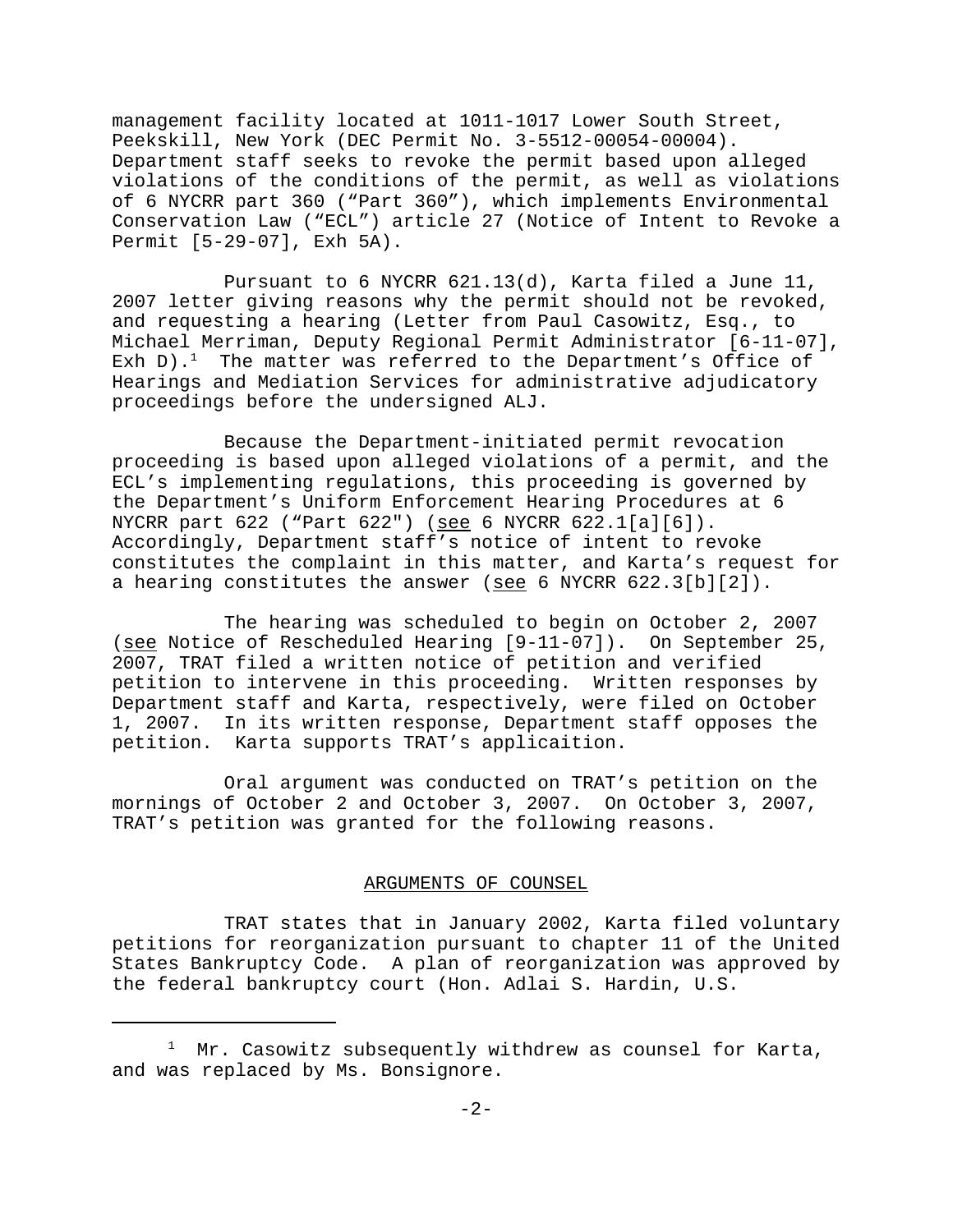management facility located at 1011-1017 Lower South Street, Peekskill, New York (DEC Permit No. 3-5512-00054-00004). Department staff seeks to revoke the permit based upon alleged violations of the conditions of the permit, as well as violations of 6 NYCRR part 360 ("Part 360"), which implements Environmental Conservation Law ("ECL") article 27 (Notice of Intent to Revoke a Permit [5-29-07], Exh 5A).

Pursuant to 6 NYCRR 621.13(d), Karta filed a June 11, 2007 letter giving reasons why the permit should not be revoked, and requesting a hearing (Letter from Paul Casowitz, Esq., to Michael Merriman, Deputy Regional Permit Administrator [6-11-07], Exh D).[1] The matter was referred to the Department's Office of Hearings and Mediation Services for administrative adjudicatory proceedings before the undersigned ALJ.

Because the Department-initiated permit revocation proceeding is based upon alleged violations of a permit, and the ECL's implementing regulations, this proceeding is governed by the Department's Uniform Enforcement Hearing Procedures at 6 NYCRR part 622 ("Part 622") (see 6 NYCRR 622.1[a][6]). Accordingly, Department staff's notice of intent to revoke constitutes the complaint in this matter, and Karta's request for a hearing constitutes the answer (see 6 NYCRR 622.3[b][2]).

The hearing was scheduled to begin on October 2, 2007 (see Notice of Rescheduled Hearing [9-11-07]). On September 25, 2007, TRAT filed a written notice of petition and verified petition to intervene in this proceeding. Written responses by Department staff and Karta, respectively, were filed on October 1, 2007. In its written response, Department staff opposes the petition. Karta supports TRAT's applicaition.

Oral argument was conducted on TRAT's petition on the mornings of October 2 and October 3, 2007. On October 3, 2007, TRAT's petition was granted for the following reasons.

## ARGUMENTS OF COUNSEL

TRAT states that in January 2002, Karta filed voluntary petitions for reorganization pursuant to chapter 11 of the United States Bankruptcy Code. A plan of reorganization was approved by the federal bankruptcy court (Hon. Adlai S. Hardin, U.S.

[1] Mr. Casowitz subsequently withdrew as counsel for Karta, and was replaced by Ms. Bonsignore.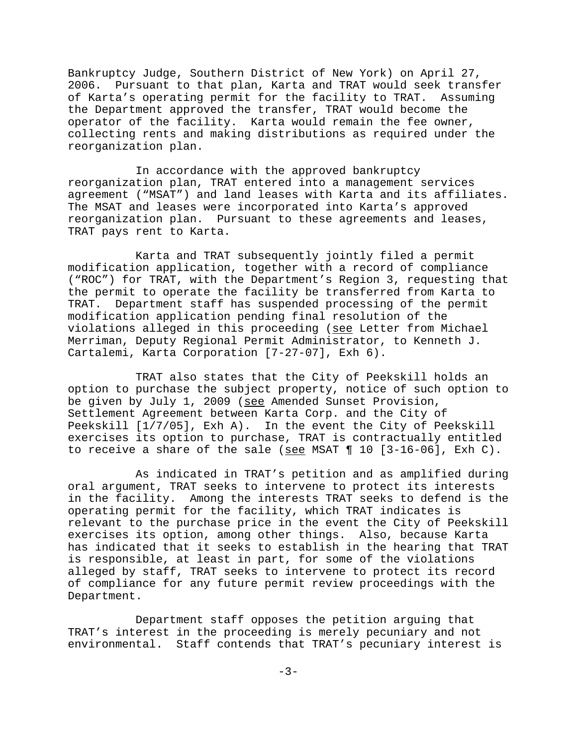Bankruptcy Judge, Southern District of New York) on April 27, 2006. Pursuant to that plan, Karta and TRAT would seek transfer of Karta's operating permit for the facility to TRAT. Assuming the Department approved the transfer, TRAT would become the operator of the facility. Karta would remain the fee owner, collecting rents and making distributions as required under the reorganization plan.

In accordance with the approved bankruptcy reorganization plan, TRAT entered into a management services agreement ("MSAT") and land leases with Karta and its affiliates. The MSAT and leases were incorporated into Karta's approved reorganization plan. Pursuant to these agreements and leases, TRAT pays rent to Karta.

Karta and TRAT subsequently jointly filed a permit modification application, together with a record of compliance ("ROC") for TRAT, with the Department's Region 3, requesting that the permit to operate the facility be transferred from Karta to TRAT. Department staff has suspended processing of the permit modification application pending final resolution of the violations alleged in this proceeding (see Letter from Michael Merriman, Deputy Regional Permit Administrator, to Kenneth J. Cartalemi, Karta Corporation [7-27-07], Exh 6).

TRAT also states that the City of Peekskill holds an option to purchase the subject property, notice of such option to be given by July 1, 2009 (see Amended Sunset Provision, Settlement Agreement between Karta Corp. and the City of Peekskill [1/7/05], Exh A). In the event the City of Peekskill exercises its option to purchase, TRAT is contractually entitled to receive a share of the sale (see MSAT ¶ 10 [3-16-06], Exh C).

As indicated in TRAT's petition and as amplified during oral argument, TRAT seeks to intervene to protect its interests in the facility. Among the interests TRAT seeks to defend is the operating permit for the facility, which TRAT indicates is relevant to the purchase price in the event the City of Peekskill exercises its option, among other things. Also, because Karta has indicated that it seeks to establish in the hearing that TRAT is responsible, at least in part, for some of the violations alleged by staff, TRAT seeks to intervene to protect its record of compliance for any future permit review proceedings with the Department.

Department staff opposes the petition arguing that TRAT's interest in the proceeding is merely pecuniary and not environmental. Staff contends that TRAT's pecuniary interest is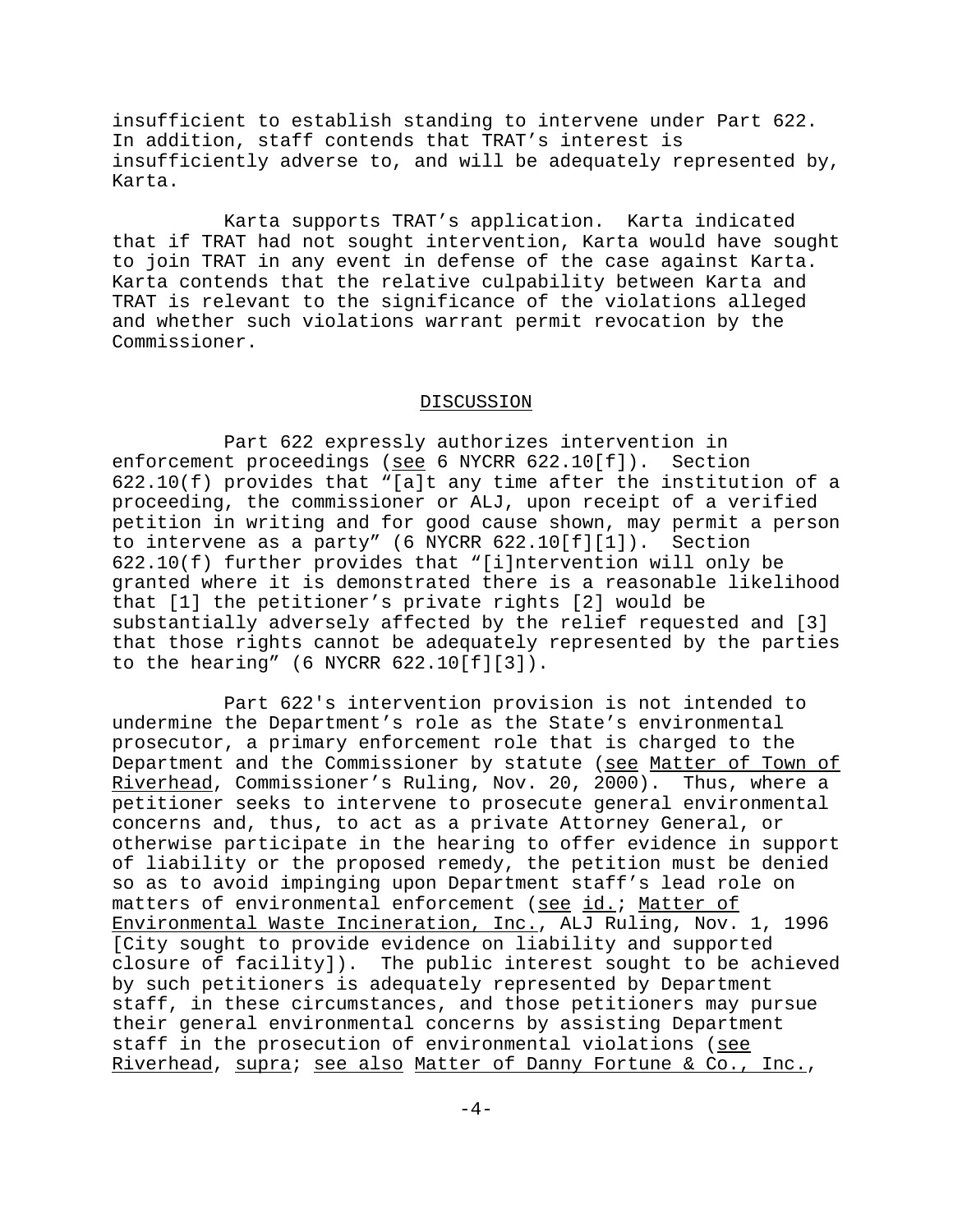insufficient to establish standing to intervene under Part 622. In addition, staff contends that TRAT's interest is insufficiently adverse to, and will be adequately represented by, Karta.

Karta supports TRAT's application. Karta indicated that if TRAT had not sought intervention, Karta would have sought to join TRAT in any event in defense of the case against Karta. Karta contends that the relative culpability between Karta and TRAT is relevant to the significance of the violations alleged and whether such violations warrant permit revocation by the Commissioner.

## DISCUSSION

Part 622 expressly authorizes intervention in enforcement proceedings (see 6 NYCRR 622.10[f]). Section 622.10(f) provides that "[a]t any time after the institution of a proceeding, the commissioner or ALJ, upon receipt of a verified petition in writing and for good cause shown, may permit a person to intervene as a party" (6 NYCRR 622.10[f][1]). Section 622.10(f) further provides that "[i]ntervention will only be granted where it is demonstrated there is a reasonable likelihood that [1] the petitioner's private rights [2] would be substantially adversely affected by the relief requested and [3] that those rights cannot be adequately represented by the parties to the hearing" (6 NYCRR 622.10[f][3]).

Part 622's intervention provision is not intended to undermine the Department's role as the State's environmental prosecutor, a primary enforcement role that is charged to the Department and the Commissioner by statute (see Matter of Town of Riverhead, Commissioner's Ruling, Nov. 20, 2000). Thus, where a petitioner seeks to intervene to prosecute general environmental concerns and, thus, to act as a private Attorney General, or otherwise participate in the hearing to offer evidence in support of liability or the proposed remedy, the petition must be denied so as to avoid impinging upon Department staff's lead role on matters of environmental enforcement (see id.; Matter of Environmental Waste Incineration, Inc., ALJ Ruling, Nov. 1, 1996 [City sought to provide evidence on liability and supported closure of facility]). The public interest sought to be achieved by such petitioners is adequately represented by Department staff, in these circumstances, and those petitioners may pursue their general environmental concerns by assisting Department staff in the prosecution of environmental violations (see Riverhead, supra; see also Matter of Danny Fortune & Co., Inc.,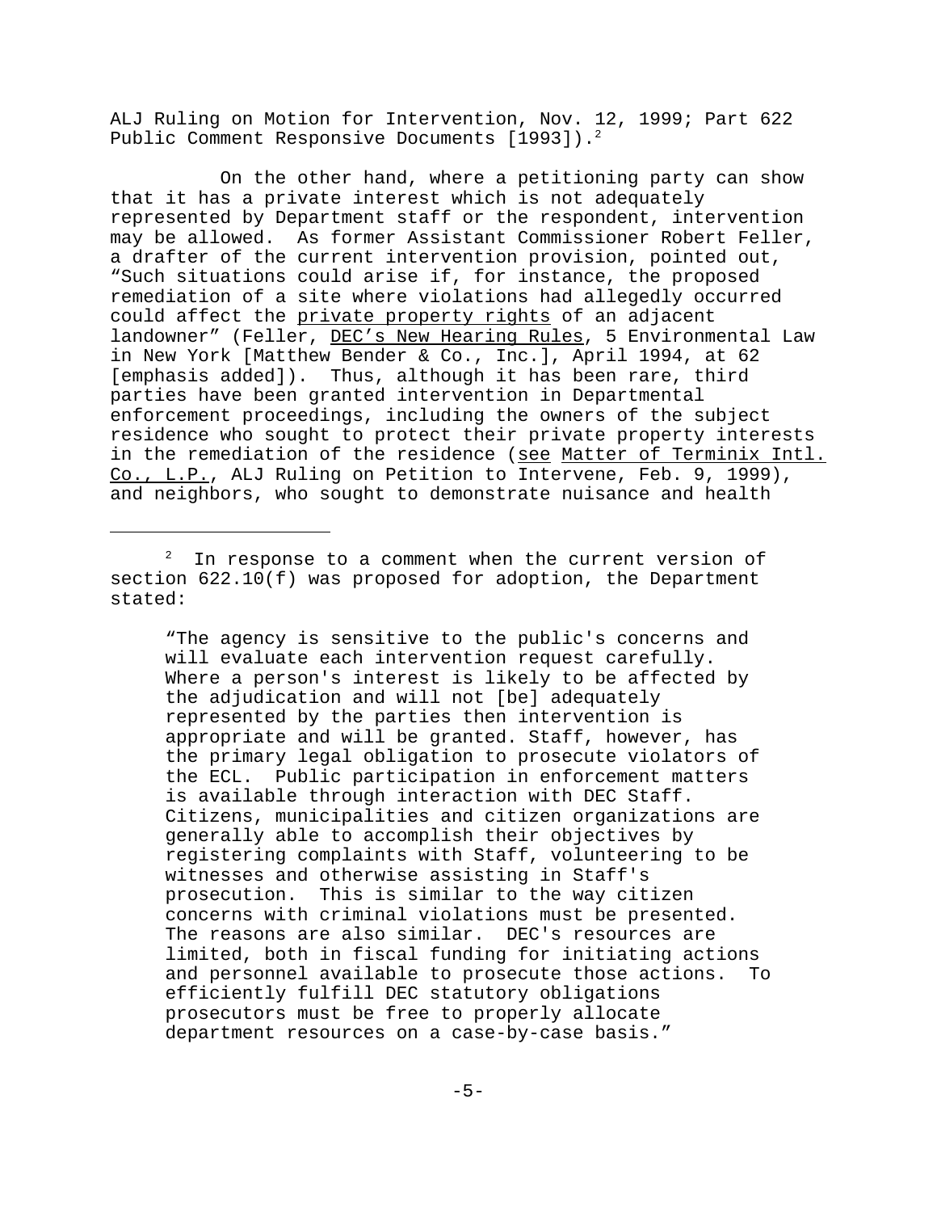ALJ Ruling on Motion for Intervention, Nov. 12, 1999; Part 622 Public Comment Responsive Documents [1993]).[2]

On the other hand, where a petitioning party can show that it has a private interest which is not adequately represented by Department staff or the respondent, intervention may be allowed. As former Assistant Commissioner Robert Feller, a drafter of the current intervention provision, pointed out, "Such situations could arise if, for instance, the proposed remediation of a site where violations had allegedly occurred could affect the private property rights of an adjacent landowner" (Feller, DEC's New Hearing Rules, 5 Environmental Law in New York [Matthew Bender & Co., Inc.], April 1994, at 62 [emphasis added]). Thus, although it has been rare, third parties have been granted intervention in Departmental enforcement proceedings, including the owners of the subject residence who sought to protect their private property interests in the remediation of the residence (see Matter of Terminix Intl. Co., L.P., ALJ Ruling on Petition to Intervene, Feb. 9, 1999), and neighbors, who sought to demonstrate nuisance and health

---

[2] In response to a comment when the current version of section 622.10(f) was proposed for adoption, the Department stated:

> "The agency is sensitive to the public's concerns and will evaluate each intervention request carefully. Where a person's interest is likely to be affected by the adjudication and will not [be] adequately represented by the parties then intervention is appropriate and will be granted. Staff, however, has the primary legal obligation to prosecute violators of the ECL. Public participation in enforcement matters is available through interaction with DEC Staff. Citizens, municipalities and citizen organizations are generally able to accomplish their objectives by registering complaints with Staff, volunteering to be witnesses and otherwise assisting in Staff's prosecution. This is similar to the way citizen concerns with criminal violations must be presented. The reasons are also similar. DEC's resources are limited, both in fiscal funding for initiating actions and personnel available to prosecute those actions. To efficiently fulfill DEC statutory obligations prosecutors must be free to properly allocate department resources on a case-by-case basis."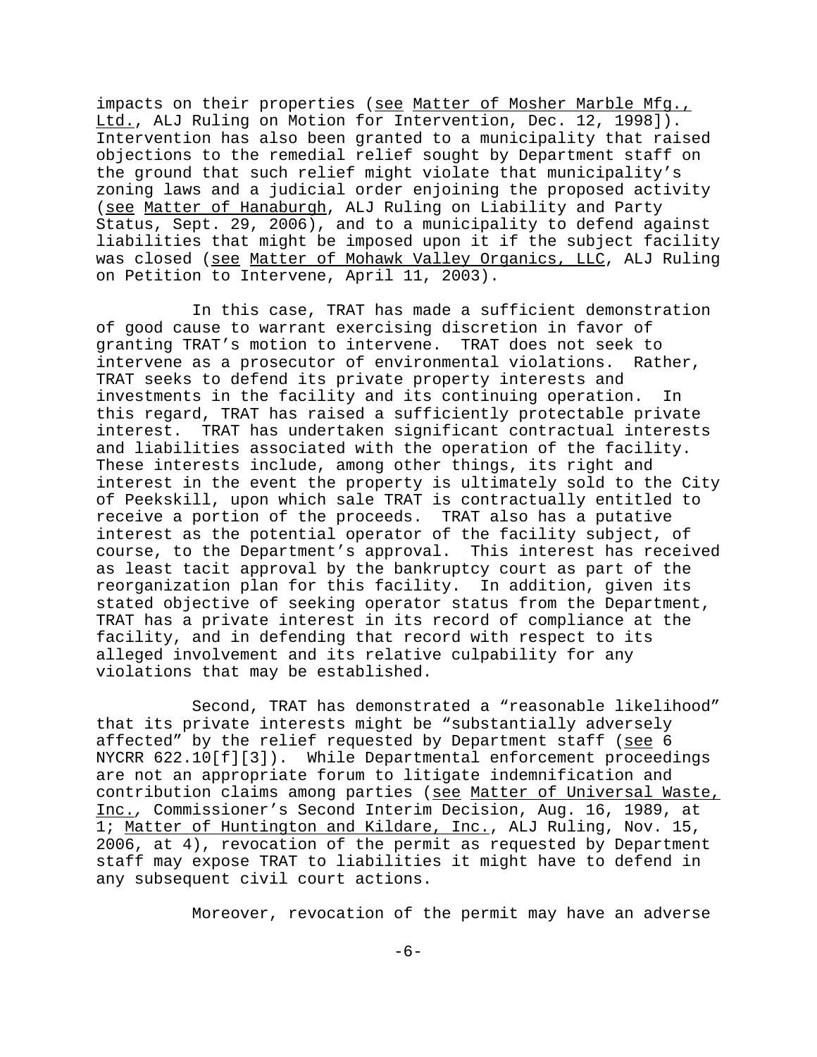impacts on their properties (see Matter of Mosher Marble Mfg., Ltd., ALJ Ruling on Motion for Intervention, Dec. 12, 1998]). Intervention has also been granted to a municipality that raised objections to the remedial relief sought by Department staff on the ground that such relief might violate that municipality's zoning laws and a judicial order enjoining the proposed activity (see Matter of Hanaburgh, ALJ Ruling on Liability and Party Status, Sept. 29, 2006), and to a municipality to defend against liabilities that might be imposed upon it if the subject facility was closed (see Matter of Mohawk Valley Organics, LLC, ALJ Ruling on Petition to Intervene, April 11, 2003).

In this case, TRAT has made a sufficient demonstration of good cause to warrant exercising discretion in favor of granting TRAT's motion to intervene. TRAT does not seek to intervene as a prosecutor of environmental violations. Rather, TRAT seeks to defend its private property interests and investments in the facility and its continuing operation. In this regard, TRAT has raised a sufficiently protectable private interest. TRAT has undertaken significant contractual interests and liabilities associated with the operation of the facility. These interests include, among other things, its right and interest in the event the property is ultimately sold to the City of Peekskill, upon which sale TRAT is contractually entitled to receive a portion of the proceeds. TRAT also has a putative interest as the potential operator of the facility subject, of course, to the Department's approval. This interest has received as least tacit approval by the bankruptcy court as part of the reorganization plan for this facility. In addition, given its stated objective of seeking operator status from the Department, TRAT has a private interest in its record of compliance at the facility, and in defending that record with respect to its alleged involvement and its relative culpability for any violations that may be established.

Second, TRAT has demonstrated a "reasonable likelihood" that its private interests might be "substantially adversely affected" by the relief requested by Department staff (see 6 NYCRR 622.10[f][3]). While Departmental enforcement proceedings are not an appropriate forum to litigate indemnification and contribution claims among parties (see Matter of Universal Waste, Inc., Commissioner's Second Interim Decision, Aug. 16, 1989, at 1; Matter of Huntington and Kildare, Inc., ALJ Ruling, Nov. 15, 2006, at 4), revocation of the permit as requested by Department staff may expose TRAT to liabilities it might have to defend in any subsequent civil court actions.

Moreover, revocation of the permit may have an adverse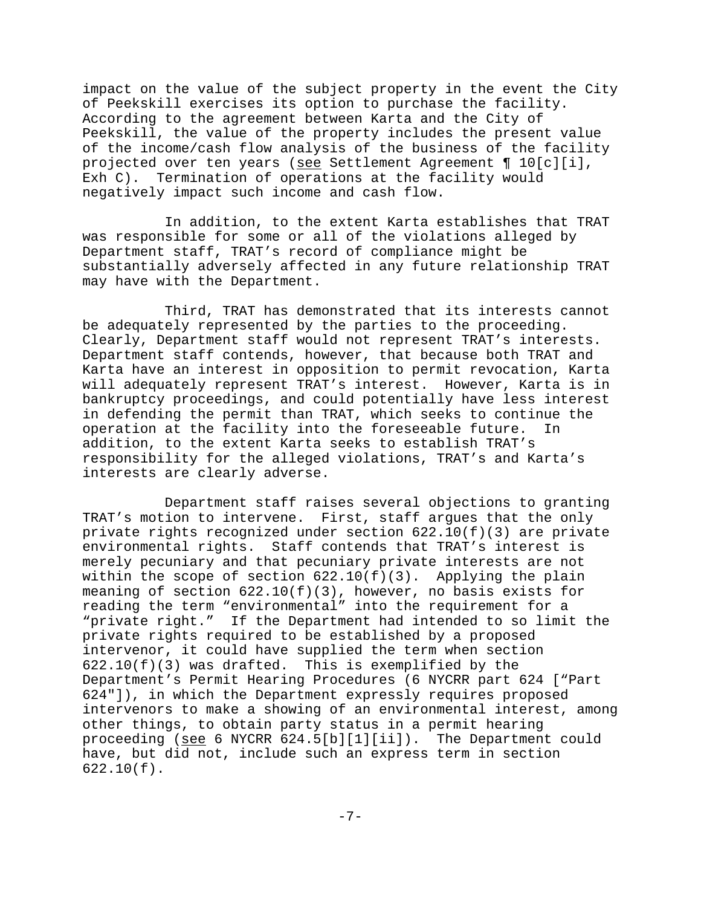impact on the value of the subject property in the event the City of Peekskill exercises its option to purchase the facility. According to the agreement between Karta and the City of Peekskill, the value of the property includes the present value of the income/cash flow analysis of the business of the facility projected over ten years (see Settlement Agreement ¶ 10[c][i], Exh C). Termination of operations at the facility would negatively impact such income and cash flow.

In addition, to the extent Karta establishes that TRAT was responsible for some or all of the violations alleged by Department staff, TRAT's record of compliance might be substantially adversely affected in any future relationship TRAT may have with the Department.

Third, TRAT has demonstrated that its interests cannot be adequately represented by the parties to the proceeding. Clearly, Department staff would not represent TRAT's interests. Department staff contends, however, that because both TRAT and Karta have an interest in opposition to permit revocation, Karta will adequately represent TRAT's interest. However, Karta is in bankruptcy proceedings, and could potentially have less interest in defending the permit than TRAT, which seeks to continue the operation at the facility into the foreseeable future. In addition, to the extent Karta seeks to establish TRAT's responsibility for the alleged violations, TRAT's and Karta's interests are clearly adverse.

Department staff raises several objections to granting TRAT's motion to intervene. First, staff argues that the only private rights recognized under section 622.10(f)(3) are private environmental rights. Staff contends that TRAT's interest is merely pecuniary and that pecuniary private interests are not within the scope of section 622.10(f)(3). Applying the plain meaning of section 622.10(f)(3), however, no basis exists for reading the term "environmental" into the requirement for a "private right." If the Department had intended to so limit the private rights required to be established by a proposed intervenor, it could have supplied the term when section 622.10(f)(3) was drafted. This is exemplified by the Department's Permit Hearing Procedures (6 NYCRR part 624 ["Part 624"]), in which the Department expressly requires proposed intervenors to make a showing of an environmental interest, among other things, to obtain party status in a permit hearing proceeding (see 6 NYCRR 624.5[b][1][ii]). The Department could have, but did not, include such an express term in section 622.10(f).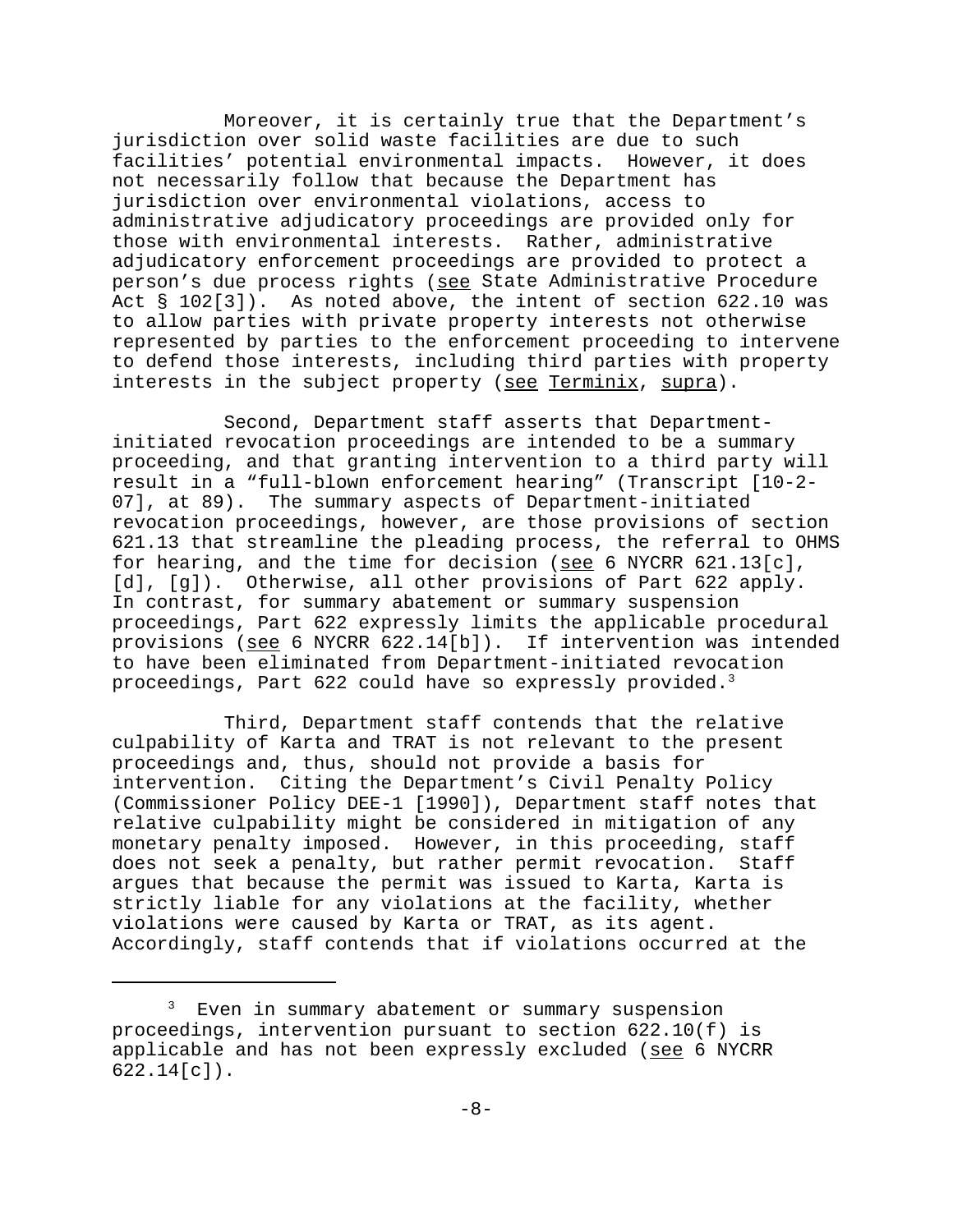Moreover, it is certainly true that the Department's jurisdiction over solid waste facilities are due to such facilities' potential environmental impacts. However, it does not necessarily follow that because the Department has jurisdiction over environmental violations, access to administrative adjudicatory proceedings are provided only for those with environmental interests. Rather, administrative adjudicatory enforcement proceedings are provided to protect a person's due process rights (see State Administrative Procedure Act § 102[3]). As noted above, the intent of section 622.10 was to allow parties with private property interests not otherwise represented by parties to the enforcement proceeding to intervene to defend those interests, including third parties with property interests in the subject property (see Terminix, supra).

Second, Department staff asserts that Department-initiated revocation proceedings are intended to be a summary proceeding, and that granting intervention to a third party will result in a "full-blown enforcement hearing" (Transcript [10-2-07], at 89). The summary aspects of Department-initiated revocation proceedings, however, are those provisions of section 621.13 that streamline the pleading process, the referral to OHMS for hearing, and the time for decision (see 6 NYCRR 621.13[c], [d], [g]). Otherwise, all other provisions of Part 622 apply. In contrast, for summary abatement or summary suspension proceedings, Part 622 expressly limits the applicable procedural provisions (see 6 NYCRR 622.14[b]). If intervention was intended to have been eliminated from Department-initiated revocation proceedings, Part 622 could have so expressly provided.[3]

Third, Department staff contends that the relative culpability of Karta and TRAT is not relevant to the present proceedings and, thus, should not provide a basis for intervention. Citing the Department's Civil Penalty Policy (Commissioner Policy DEE-1 [1990]), Department staff notes that relative culpability might be considered in mitigation of any monetary penalty imposed. However, in this proceeding, staff does not seek a penalty, but rather permit revocation. Staff argues that because the permit was issued to Karta, Karta is strictly liable for any violations at the facility, whether violations were caused by Karta or TRAT, as its agent. Accordingly, staff contends that if violations occurred at the

[3] Even in summary abatement or summary suspension proceedings, intervention pursuant to section 622.10(f) is applicable and has not been expressly excluded (see 6 NYCRR 622.14[c]).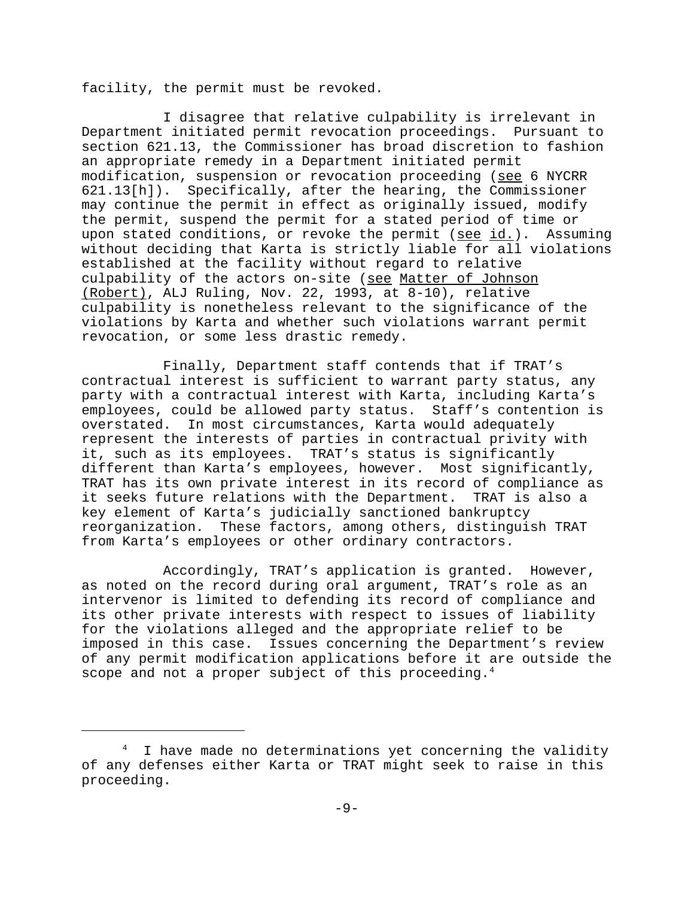facility, the permit must be revoked.

I disagree that relative culpability is irrelevant in Department initiated permit revocation proceedings. Pursuant to section 621.13, the Commissioner has broad discretion to fashion an appropriate remedy in a Department initiated permit modification, suspension or revocation proceeding (see 6 NYCRR 621.13[h]). Specifically, after the hearing, the Commissioner may continue the permit in effect as originally issued, modify the permit, suspend the permit for a stated period of time or upon stated conditions, or revoke the permit (see id.). Assuming without deciding that Karta is strictly liable for all violations established at the facility without regard to relative culpability of the actors on-site (see Matter of Johnson (Robert), ALJ Ruling, Nov. 22, 1993, at 8-10), relative culpability is nonetheless relevant to the significance of the violations by Karta and whether such violations warrant permit revocation, or some less drastic remedy.

Finally, Department staff contends that if TRAT's contractual interest is sufficient to warrant party status, any party with a contractual interest with Karta, including Karta's employees, could be allowed party status. Staff's contention is overstated. In most circumstances, Karta would adequately represent the interests of parties in contractual privity with it, such as its employees. TRAT's status is significantly different than Karta's employees, however. Most significantly, TRAT has its own private interest in its record of compliance as it seeks future relations with the Department. TRAT is also a key element of Karta's judicially sanctioned bankruptcy reorganization. These factors, among others, distinguish TRAT from Karta's employees or other ordinary contractors.

Accordingly, TRAT's application is granted. However, as noted on the record during oral argument, TRAT's role as an intervenor is limited to defending its record of compliance and its other private interests with respect to issues of liability for the violations alleged and the appropriate relief to be imposed in this case. Issues concerning the Department's review of any permit modification applications before it are outside the scope and not a proper subject of this proceeding.[4]

---

[4] I have made no determinations yet concerning the validity of any defenses either Karta or TRAT might seek to raise in this proceeding.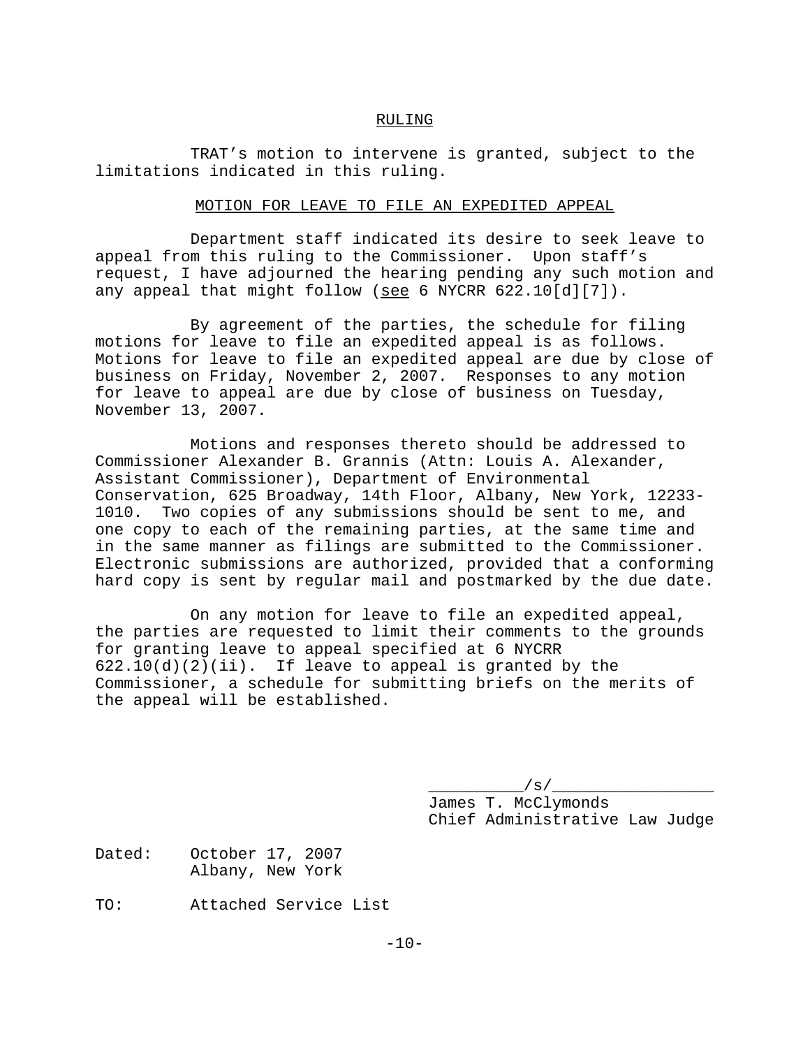## RULING

TRAT's motion to intervene is granted, subject to the limitations indicated in this ruling.

## MOTION FOR LEAVE TO FILE AN EXPEDITED APPEAL

Department staff indicated its desire to seek leave to appeal from this ruling to the Commissioner. Upon staff's request, I have adjourned the hearing pending any such motion and any appeal that might follow (see 6 NYCRR 622.10[d][7]).

By agreement of the parties, the schedule for filing motions for leave to file an expedited appeal is as follows. Motions for leave to file an expedited appeal are due by close of business on Friday, November 2, 2007. Responses to any motion for leave to appeal are due by close of business on Tuesday, November 13, 2007.

Motions and responses thereto should be addressed to Commissioner Alexander B. Grannis (Attn: Louis A. Alexander, Assistant Commissioner), Department of Environmental Conservation, 625 Broadway, 14th Floor, Albany, New York, 12233-1010. Two copies of any submissions should be sent to me, and one copy to each of the remaining parties, at the same time and in the same manner as filings are submitted to the Commissioner. Electronic submissions are authorized, provided that a conforming hard copy is sent by regular mail and postmarked by the due date.

On any motion for leave to file an expedited appeal, the parties are requested to limit their comments to the grounds for granting leave to appeal specified at 6 NYCRR 622.10(d)(2)(ii). If leave to appeal is granted by the Commissioner, a schedule for submitting briefs on the merits of the appeal will be established.

__________/s/_________________
James T. McClymonds
Chief Administrative Law Judge

Dated: October 17, 2007
Albany, New York

TO: Attached Service List